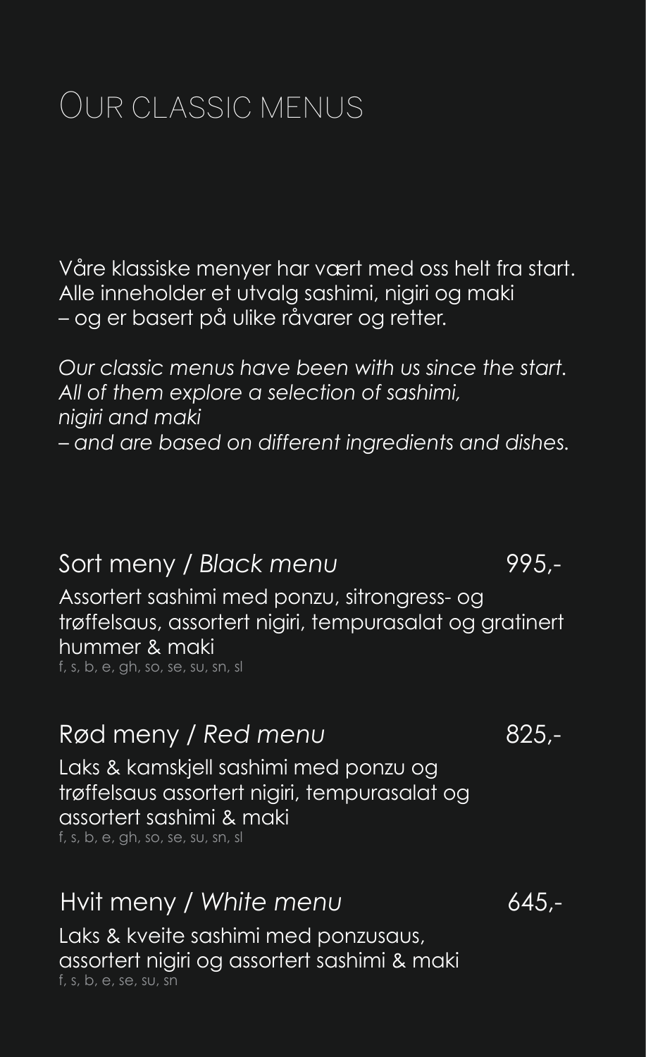# Our classic menus

Våre klassiske menyer har vært med oss helt fra start. Alle inneholder et utvalg sashimi, nigiri og maki – og er basert på ulike råvarer og retter.

*Our classic menus have been with us since the start. All of them explore a selection of sashimi, nigiri and maki – and are based on different ingredients and dishes.*

## Sort meny / *Black menu* 995,-

Assortert sashimi med ponzu, sitrongress- og trøffelsaus, assortert nigiri, tempurasalat og gratinert hummer & maki

f, s, b, e, gh, so, se, su, sn, sl

## Rød meny / *Red menu* 825,-

Laks & kamskjell sashimi med ponzu og trøffelsaus assortert nigiri, tempurasalat og assortert sashimi & maki

f, s, b, e, gh, so, se, su, sn, sl

## Hvit meny / *White menu* 645,-

Laks & kveite sashimi med ponzusaus, assortert nigiri og assortert sashimi & maki

f, s, b, e, se, su, sn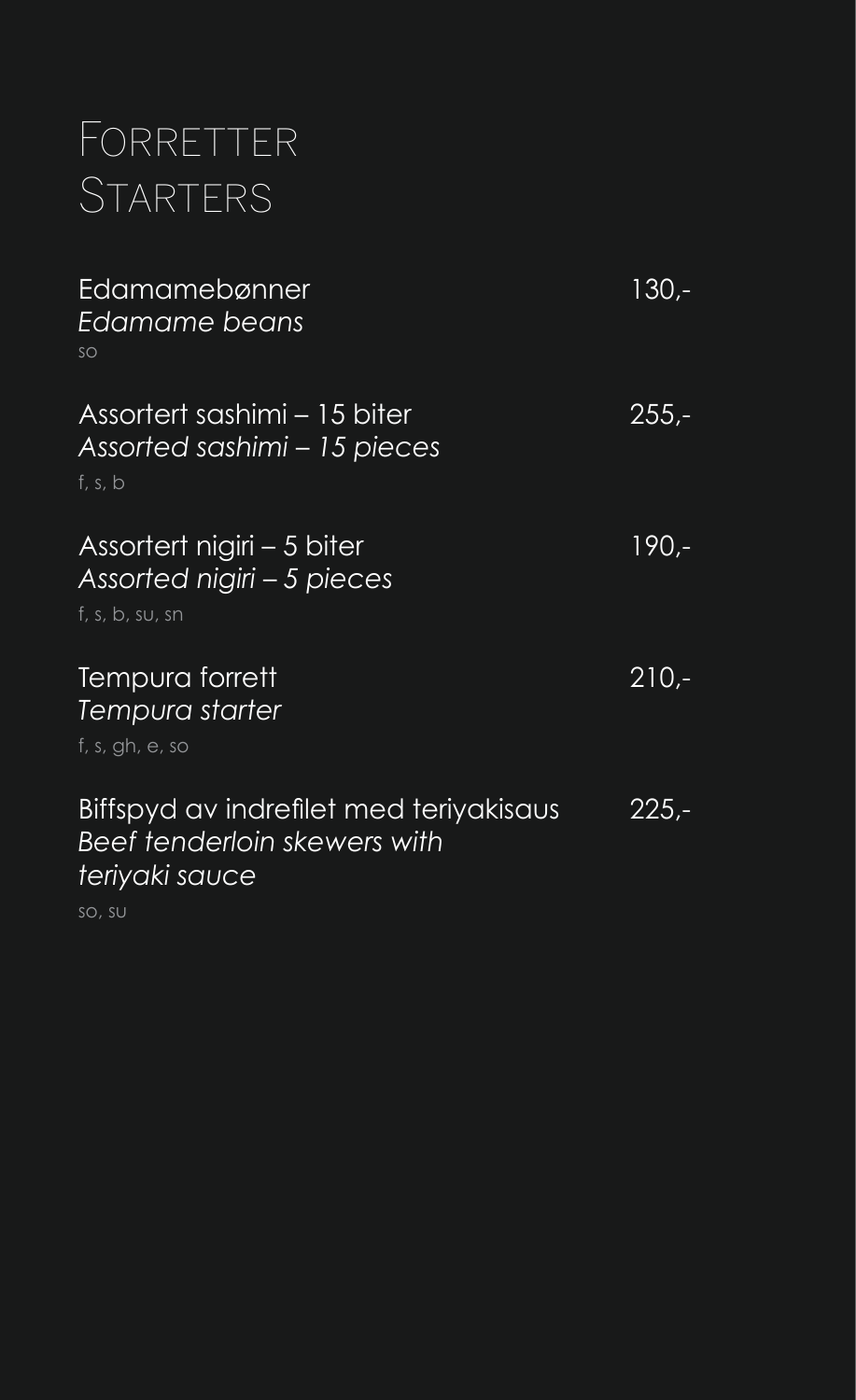# Forretter
# Starters

Edamamebønner 130,-
*Edamame beans*
so

Assortert sashimi – 15 biter 255,-
*Assorted sashimi – 15 pieces*
f, s, b

Assortert nigiri – 5 biter 190,-
*Assorted nigiri – 5 pieces*
f, s, b, su, sn

Tempura forrett 210,-
*Tempura starter*
f, s, gh, e, so

Biffspyd av indrefilet med teriyakisaus 225,-
*Beef tenderloin skewers with teriyaki sauce*
so, su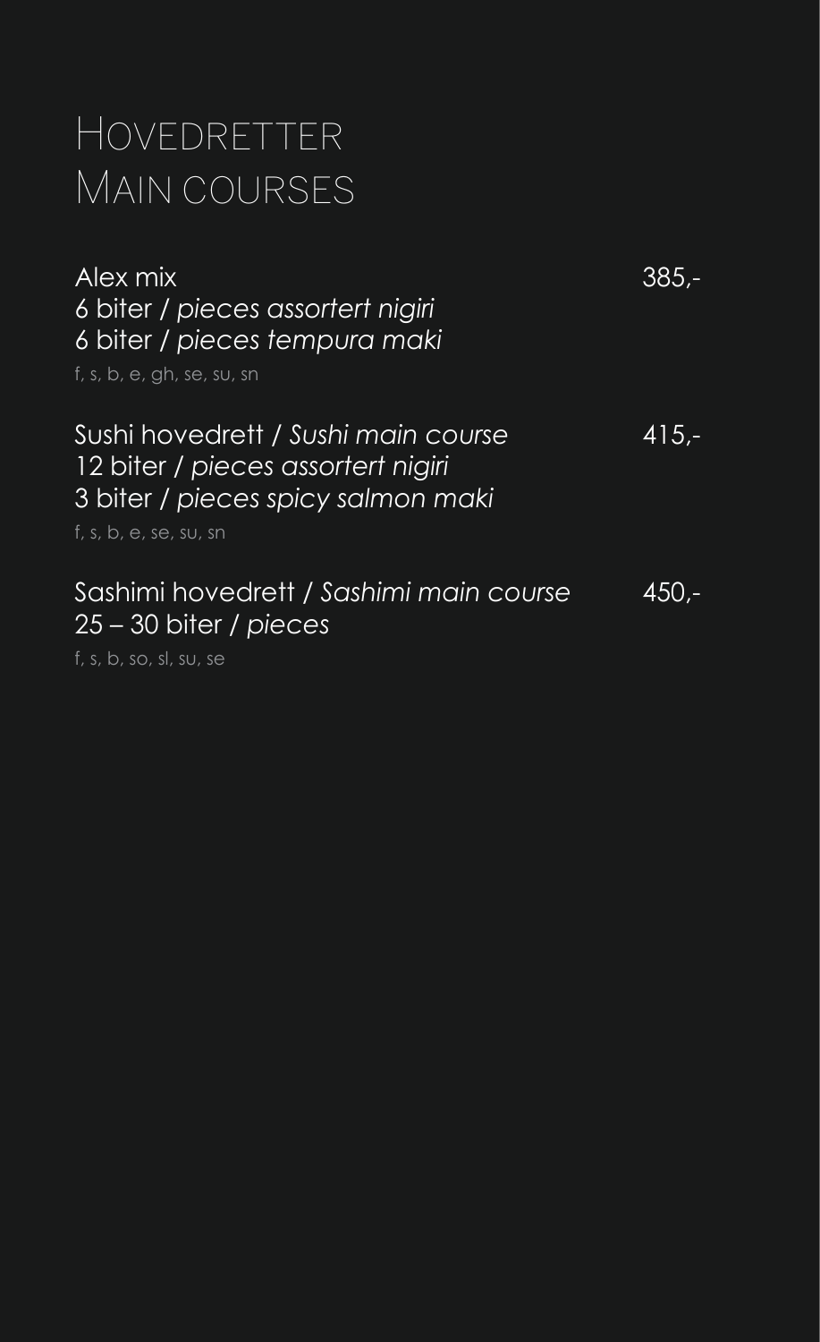# Hovedretter
# Main courses

Alex mix — 385,-
6 biter / *pieces assortert nigiri*
6 biter / *pieces tempura maki*
f, s, b, e, gh, se, su, sn

Sushi hovedrett / *Sushi main course* — 415,-
12 biter / *pieces assortert nigiri*
3 biter / *pieces spicy salmon maki*
f, s, b, e, se, su, sn

Sashimi hovedrett / *Sashimi main course* — 450,-
25 – 30 biter / *pieces*
f, s, b, so, sl, su, se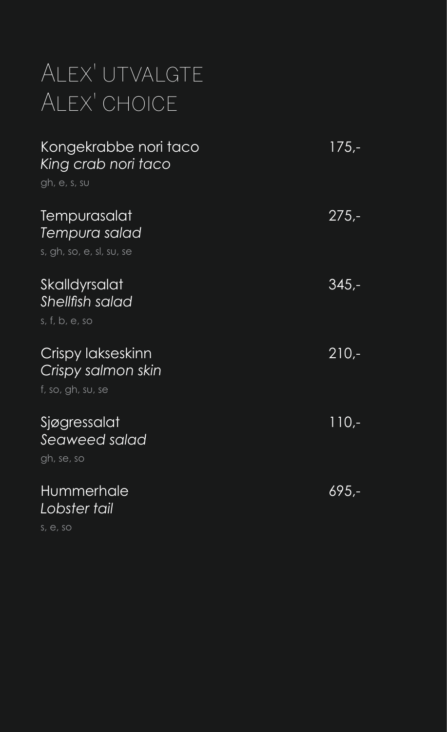# Alex' utvalgte
# Alex' choice

| | |
|---|---|
| Kongekrabbe nori taco<br>*King crab nori taco*<br>gh, e, s, su | 175,- |
| Tempurasalat<br>*Tempura salad*<br>s, gh, so, e, sl, su, se | 275,- |
| Skalldyrsalat<br>*Shellfish salad*<br>s, f, b, e, so | 345,- |
| Crispy lakseskinn<br>*Crispy salmon skin*<br>f, so, gh, su, se | 210,- |
| Sjøgressalat<br>*Seaweed salad*<br>gh, se, so | 110,- |
| Hummerhale<br>*Lobster tail*<br>s, e, so | 695,- |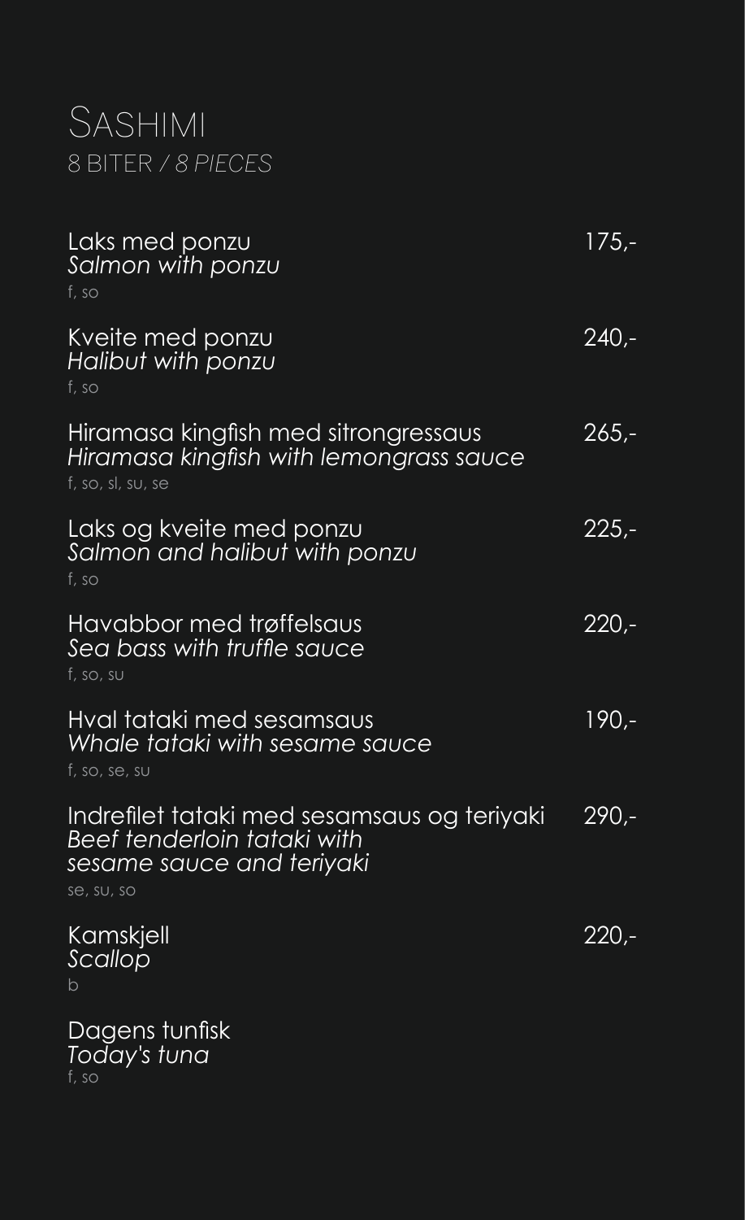# Sashimi

8 BITER / *8 PIECES*

Laks med ponzu — 175,-
*Salmon with ponzu*
f, so

Kveite med ponzu — 240,-
*Halibut with ponzu*
f, so

Hiramasa kingfish med sitrongressaus — 265,-
*Hiramasa kingfish with lemongrass sauce*
f, so, sl, su, se

Laks og kveite med ponzu — 225,-
*Salmon and halibut with ponzu*
f, so

Havabbor med trøffelsaus — 220,-
*Sea bass with truffle sauce*
f, so, su

Hval tataki med sesamsaus — 190,-
*Whale tataki with sesame sauce*
f, so, se, su

Indrefilet tataki med sesamsaus og teriyaki — 290,-
*Beef tenderloin tataki with sesame sauce and teriyaki*
se, su, so

Kamskjell — 220,-
*Scallop*
b

Dagens tunfisk
*Today's tuna*
f, so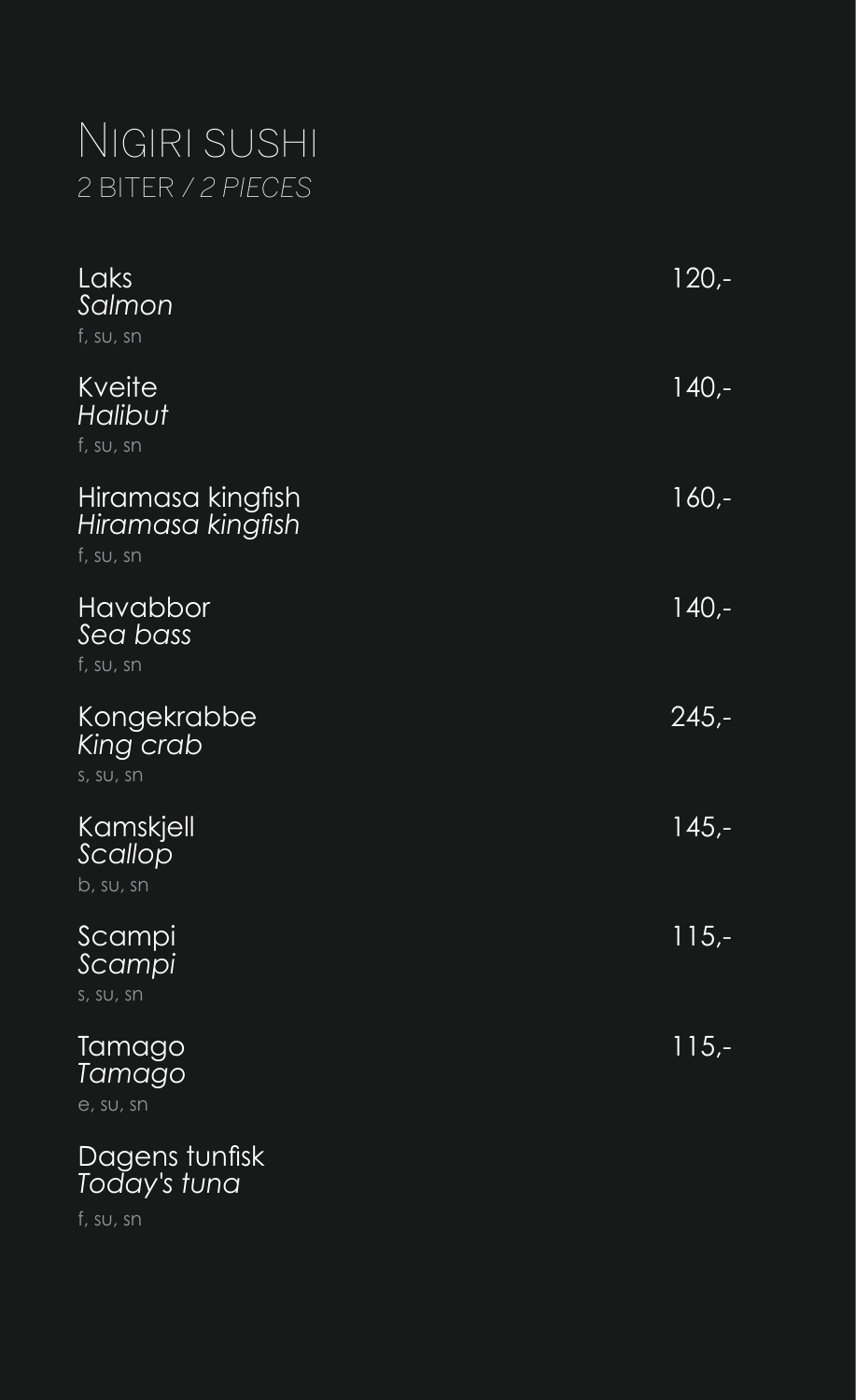# Nigiri sushi

2 BITER / *2 PIECES*

Laks
*Salmon*
f, su, sn
120,-

Kveite
*Halibut*
f, su, sn
140,-

Hiramasa kingfish
*Hiramasa kingfish*
f, su, sn
160,-

Havabbor
*Sea bass*
f, su, sn
140,-

Kongekrabbe
*King crab*
s, su, sn
245,-

Kamskjell
*Scallop*
b, su, sn
145,-

Scampi
*Scampi*
s, su, sn
115,-

Tamago
*Tamago*
e, su, sn
115,-

Dagens tunfisk
*Today's tuna*
f, su, sn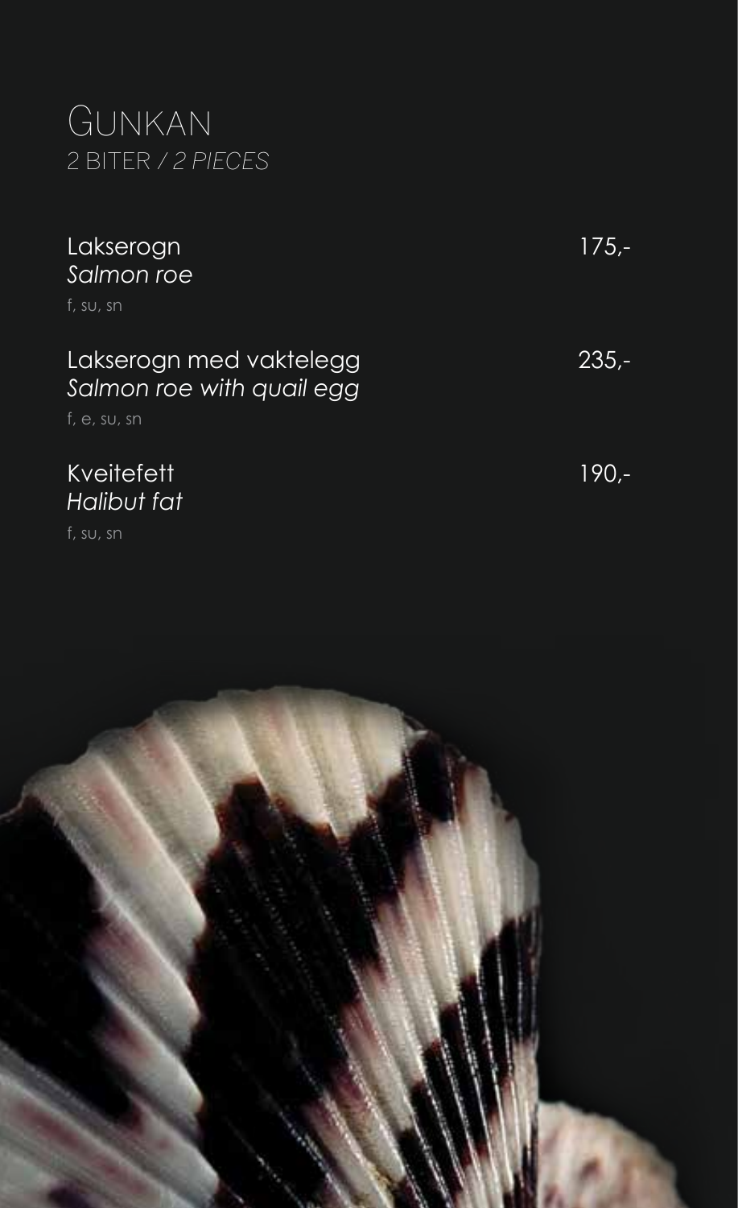# Gunkan

2 BITER / *2 PIECES*

Lakserogn
*Salmon roe*
f, su, sn

175,-

Lakserogn med vaktelegg
*Salmon roe with quail egg*
f, e, su, sn

235,-

Kveitefett
*Halibut fat*
f, su, sn

190,-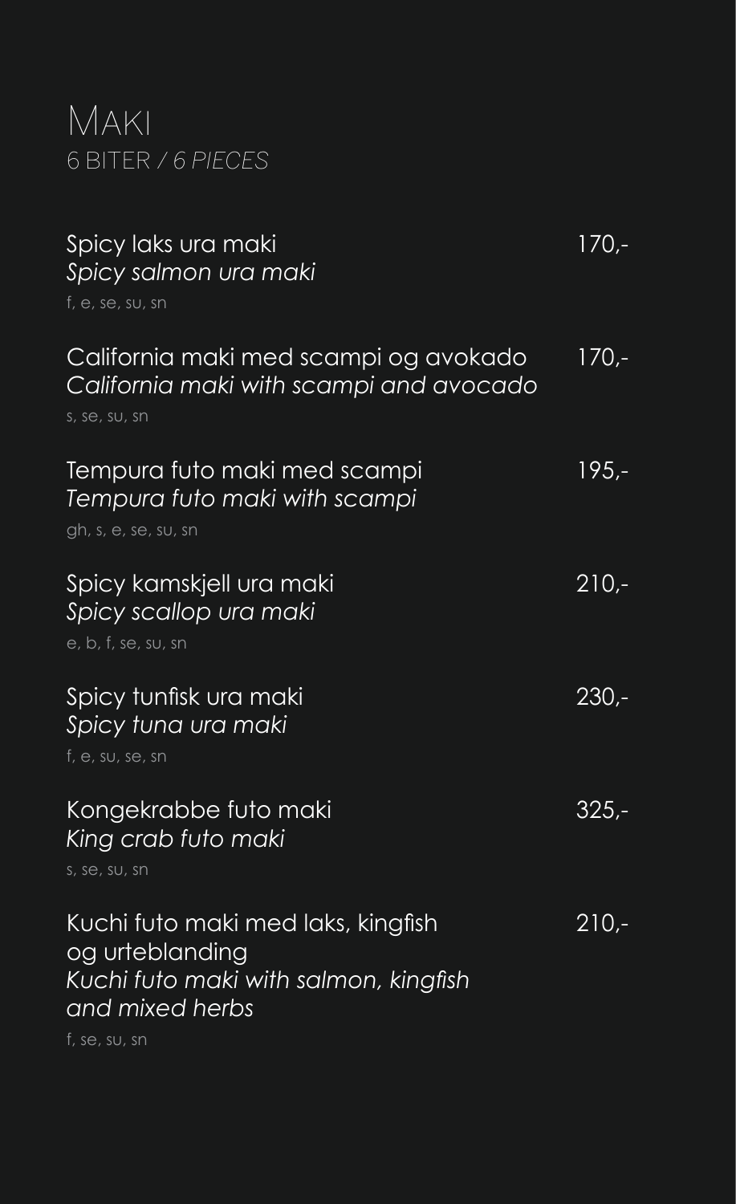# Maki

6 BITER / *6 PIECES*

Spicy laks ura maki — 170,-
*Spicy salmon ura maki*
f, e, se, su, sn

California maki med scampi og avokado — 170,-
*California maki with scampi and avocado*
s, se, su, sn

Tempura futo maki med scampi — 195,-
*Tempura futo maki with scampi*
gh, s, e, se, su, sn

Spicy kamskjell ura maki — 210,-
*Spicy scallop ura maki*
e, b, f, se, su, sn

Spicy tunfisk ura maki — 230,-
*Spicy tuna ura maki*
f, e, su, se, sn

Kongekrabbe futo maki — 325,-
*King crab futo maki*
s, se, su, sn

Kuchi futo maki med laks, kingfish og urteblanding — 210,-
*Kuchi futo maki with salmon, kingfish and mixed herbs*
f, se, su, sn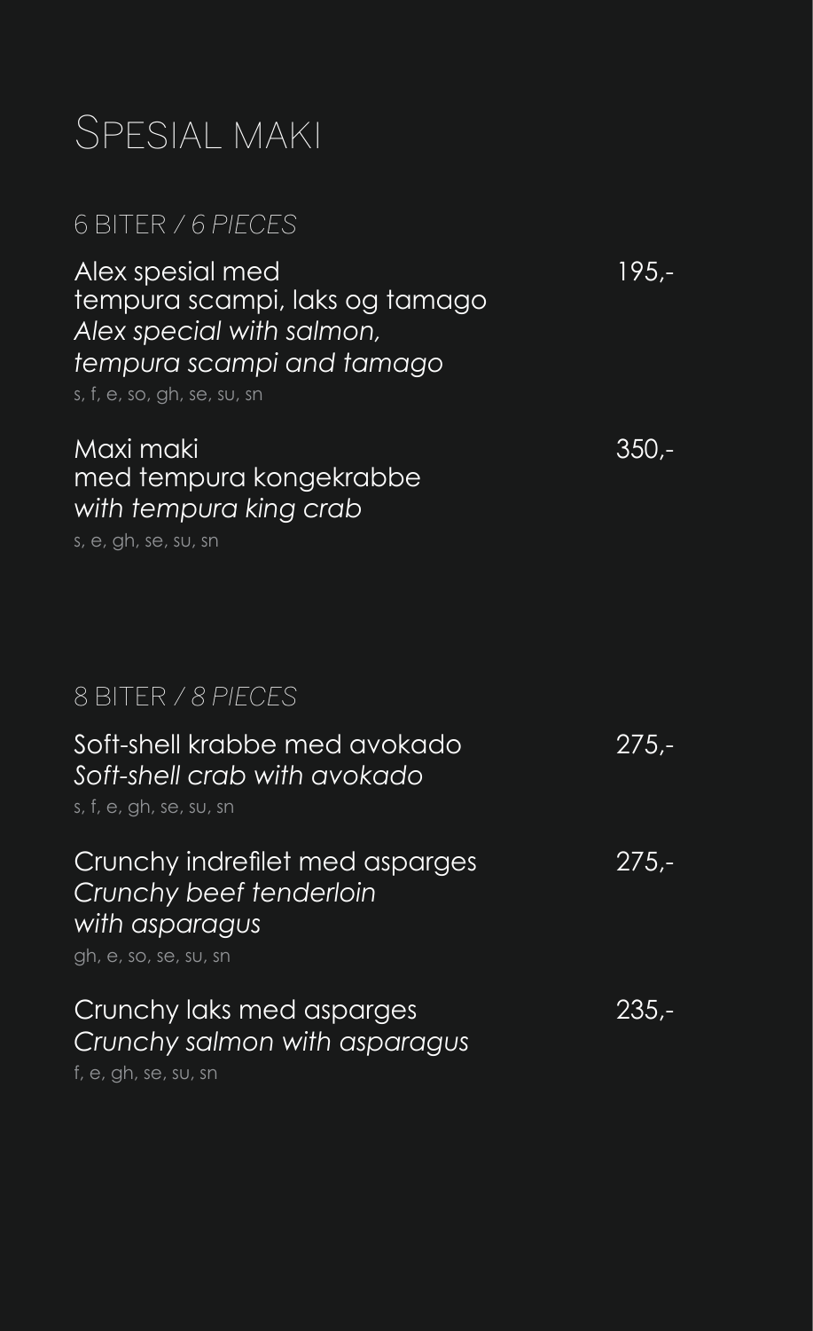# Spesial maki

## 6 BITER / *6 PIECES*

Alex spesial med
tempura scampi, laks og tamago
*Alex special with salmon,*
*tempura scampi and tamago*
s, f, e, so, gh, se, su, sn

195,-

Maxi maki
med tempura kongekrabbe
*with tempura king crab*
s, e, gh, se, su, sn

350,-

## 8 BITER / *8 PIECES*

Soft-shell krabbe med avokado
*Soft-shell crab with avokado*
s, f, e, gh, se, su, sn

275,-

Crunchy indrefilet med asparges
*Crunchy beef tenderloin*
*with asparagus*
gh, e, so, se, su, sn

275,-

Crunchy laks med asparges
*Crunchy salmon with asparagus*
f, e, gh, se, su, sn

235,-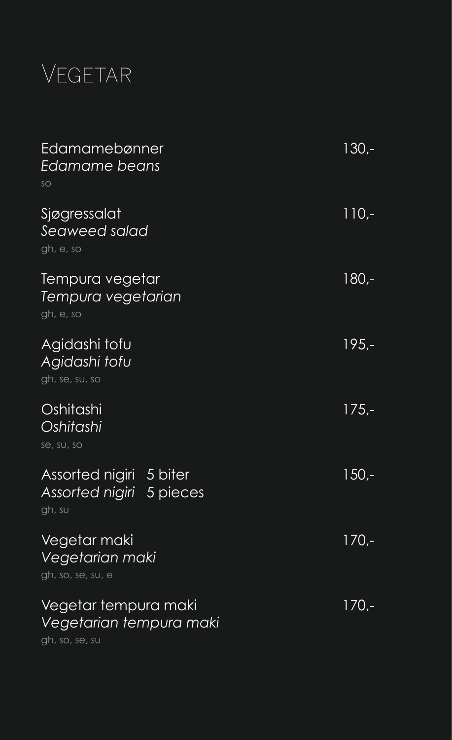# Vegetar

Edamamebønner 130,-
*Edamame beans*
so

Sjøgressalat 110,-
*Seaweed salad*
gh, e, so

Tempura vegetar 180,-
*Tempura vegetarian*
gh, e, so

Agidashi tofu 195,-
*Agidashi tofu*
gh, se, su, so

Oshitashi 175,-
*Oshitashi*
se, su, so

Assorted nigiri 5 biter 150,-
*Assorted nigiri* 5 pieces
gh, su

Vegetar maki 170,-
*Vegetarian maki*
gh, so, se, su, e

Vegetar tempura maki 170,-
*Vegetarian tempura maki*
gh, so, se, su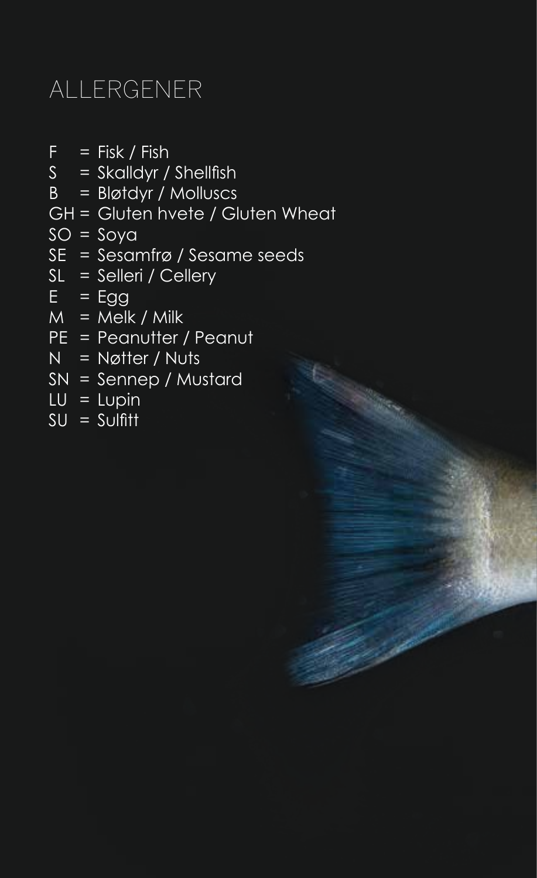# ALLERGENER

F = Fisk / Fish
S = Skalldyr / Shellfish
B = Bløtdyr / Molluscs
GH = Gluten hvete / Gluten Wheat
SO = Soya
SE = Sesamfrø / Sesame seeds
SL = Selleri / Cellery
E = Egg
M = Melk / Milk
PE = Peanutter / Peanut
N = Nøtter / Nuts
SN = Sennep / Mustard
LU = Lupin
SU = Sulfitt